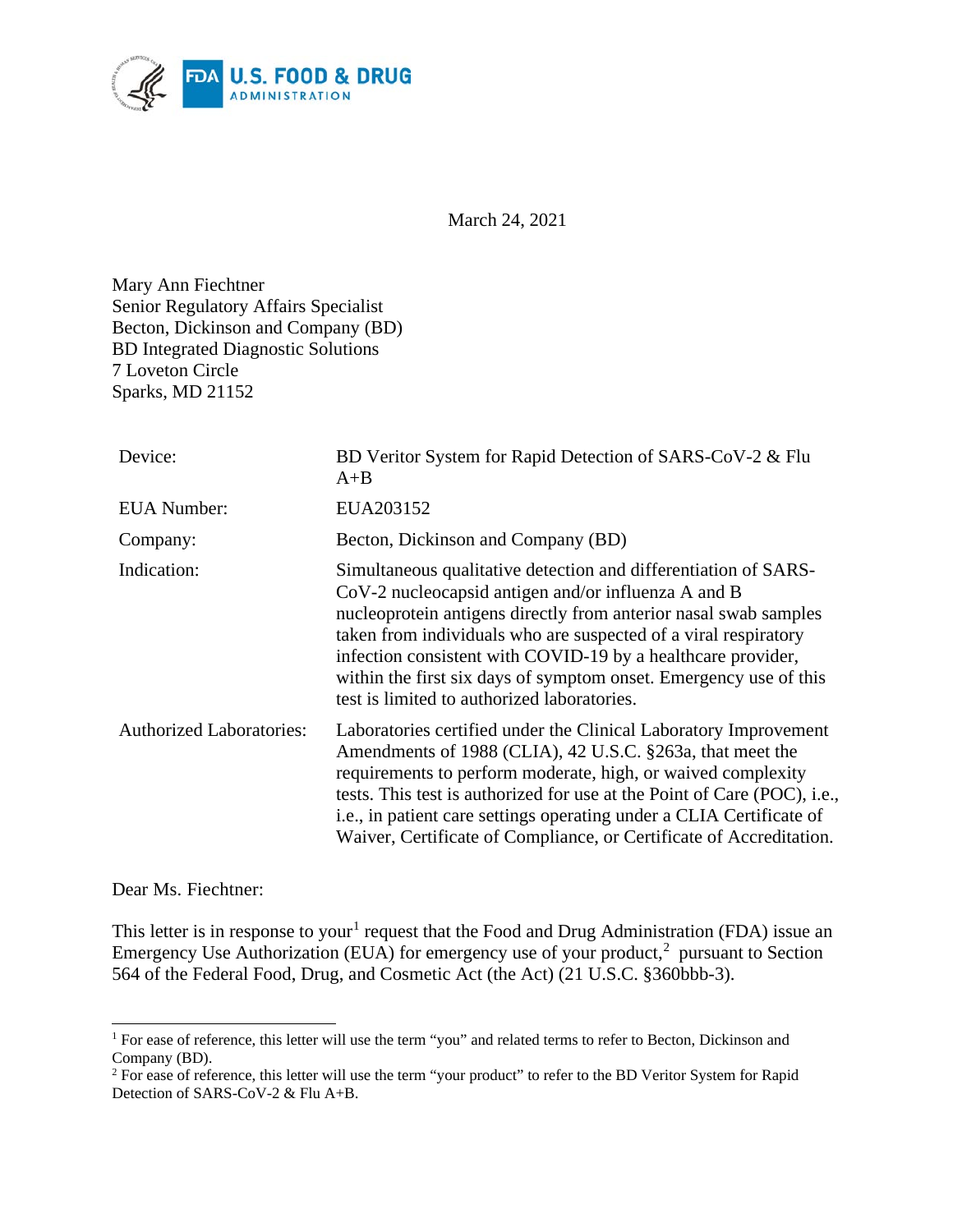March 24, 2021

Mary Ann Fiechtner
Senior Regulatory Affairs Specialist
Becton, Dickinson and Company (BD)
BD Integrated Diagnostic Solutions
7 Loveton Circle
Sparks, MD 21152

| | |
|---|---|
| Device: | BD Veritor System for Rapid Detection of SARS-CoV-2 & Flu A+B |
| EUA Number: | EUA203152 |
| Company: | Becton, Dickinson and Company (BD) |
| Indication: | Simultaneous qualitative detection and differentiation of SARS-CoV-2 nucleocapsid antigen and/or influenza A and B nucleoprotein antigens directly from anterior nasal swab samples taken from individuals who are suspected of a viral respiratory infection consistent with COVID-19 by a healthcare provider, within the first six days of symptom onset. Emergency use of this test is limited to authorized laboratories. |
| Authorized Laboratories: | Laboratories certified under the Clinical Laboratory Improvement Amendments of 1988 (CLIA), 42 U.S.C. §263a, that meet the requirements to perform moderate, high, or waived complexity tests. This test is authorized for use at the Point of Care (POC), i.e., i.e., in patient care settings operating under a CLIA Certificate of Waiver, Certificate of Compliance, or Certificate of Accreditation. |

Dear Ms. Fiechtner:

This letter is in response to your[1] request that the Food and Drug Administration (FDA) issue an Emergency Use Authorization (EUA) for emergency use of your product,[2] pursuant to Section 564 of the Federal Food, Drug, and Cosmetic Act (the Act) (21 U.S.C. §360bbb-3).

---

[1] For ease of reference, this letter will use the term "you" and related terms to refer to Becton, Dickinson and Company (BD).

[2] For ease of reference, this letter will use the term "your product" to refer to the BD Veritor System for Rapid Detection of SARS-CoV-2 & Flu A+B.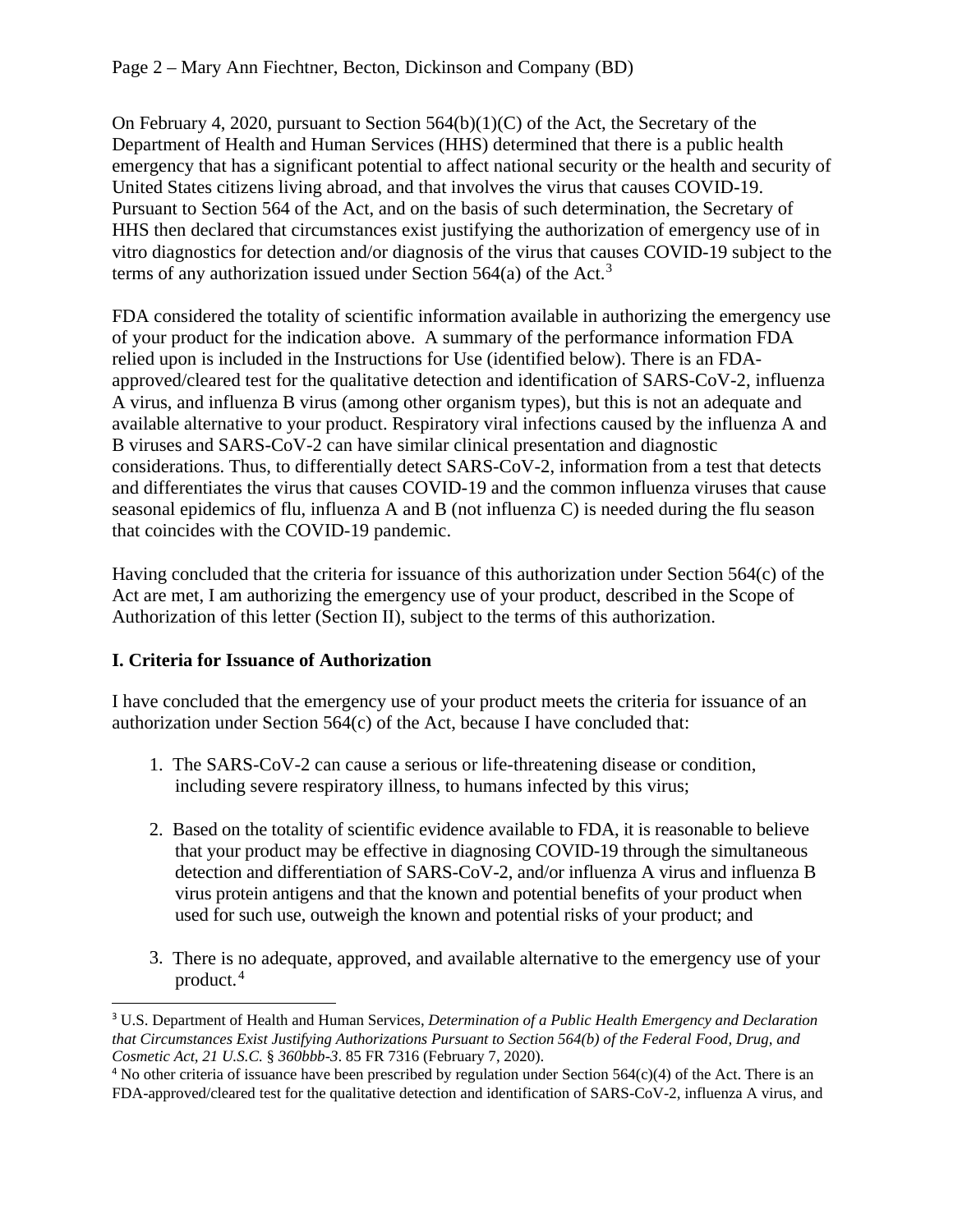On February 4, 2020, pursuant to Section 564(b)(1)(C) of the Act, the Secretary of the Department of Health and Human Services (HHS) determined that there is a public health emergency that has a significant potential to affect national security or the health and security of United States citizens living abroad, and that involves the virus that causes COVID-19. Pursuant to Section 564 of the Act, and on the basis of such determination, the Secretary of HHS then declared that circumstances exist justifying the authorization of emergency use of in vitro diagnostics for detection and/or diagnosis of the virus that causes COVID-19 subject to the terms of any authorization issued under Section 564(a) of the Act.[3]

FDA considered the totality of scientific information available in authorizing the emergency use of your product for the indication above. A summary of the performance information FDA relied upon is included in the Instructions for Use (identified below). There is an FDA-approved/cleared test for the qualitative detection and identification of SARS-CoV-2, influenza A virus, and influenza B virus (among other organism types), but this is not an adequate and available alternative to your product. Respiratory viral infections caused by the influenza A and B viruses and SARS-CoV-2 can have similar clinical presentation and diagnostic considerations. Thus, to differentially detect SARS-CoV-2, information from a test that detects and differentiates the virus that causes COVID-19 and the common influenza viruses that cause seasonal epidemics of flu, influenza A and B (not influenza C) is needed during the flu season that coincides with the COVID-19 pandemic.

Having concluded that the criteria for issuance of this authorization under Section 564(c) of the Act are met, I am authorizing the emergency use of your product, described in the Scope of Authorization of this letter (Section II), subject to the terms of this authorization.

**I. Criteria for Issuance of Authorization**

I have concluded that the emergency use of your product meets the criteria for issuance of an authorization under Section 564(c) of the Act, because I have concluded that:

1. The SARS-CoV-2 can cause a serious or life-threatening disease or condition, including severe respiratory illness, to humans infected by this virus;

2. Based on the totality of scientific evidence available to FDA, it is reasonable to believe that your product may be effective in diagnosing COVID-19 through the simultaneous detection and differentiation of SARS-CoV-2, and/or influenza A virus and influenza B virus protein antigens and that the known and potential benefits of your product when used for such use, outweigh the known and potential risks of your product; and

3. There is no adequate, approved, and available alternative to the emergency use of your product.[4]

---

[3] U.S. Department of Health and Human Services, *Determination of a Public Health Emergency and Declaration that Circumstances Exist Justifying Authorizations Pursuant to Section 564(b) of the Federal Food, Drug, and Cosmetic Act, 21 U.S.C.* § *360bbb-3*. 85 FR 7316 (February 7, 2020).

[4] No other criteria of issuance have been prescribed by regulation under Section 564(c)(4) of the Act. There is an FDA-approved/cleared test for the qualitative detection and identification of SARS-CoV-2, influenza A virus, and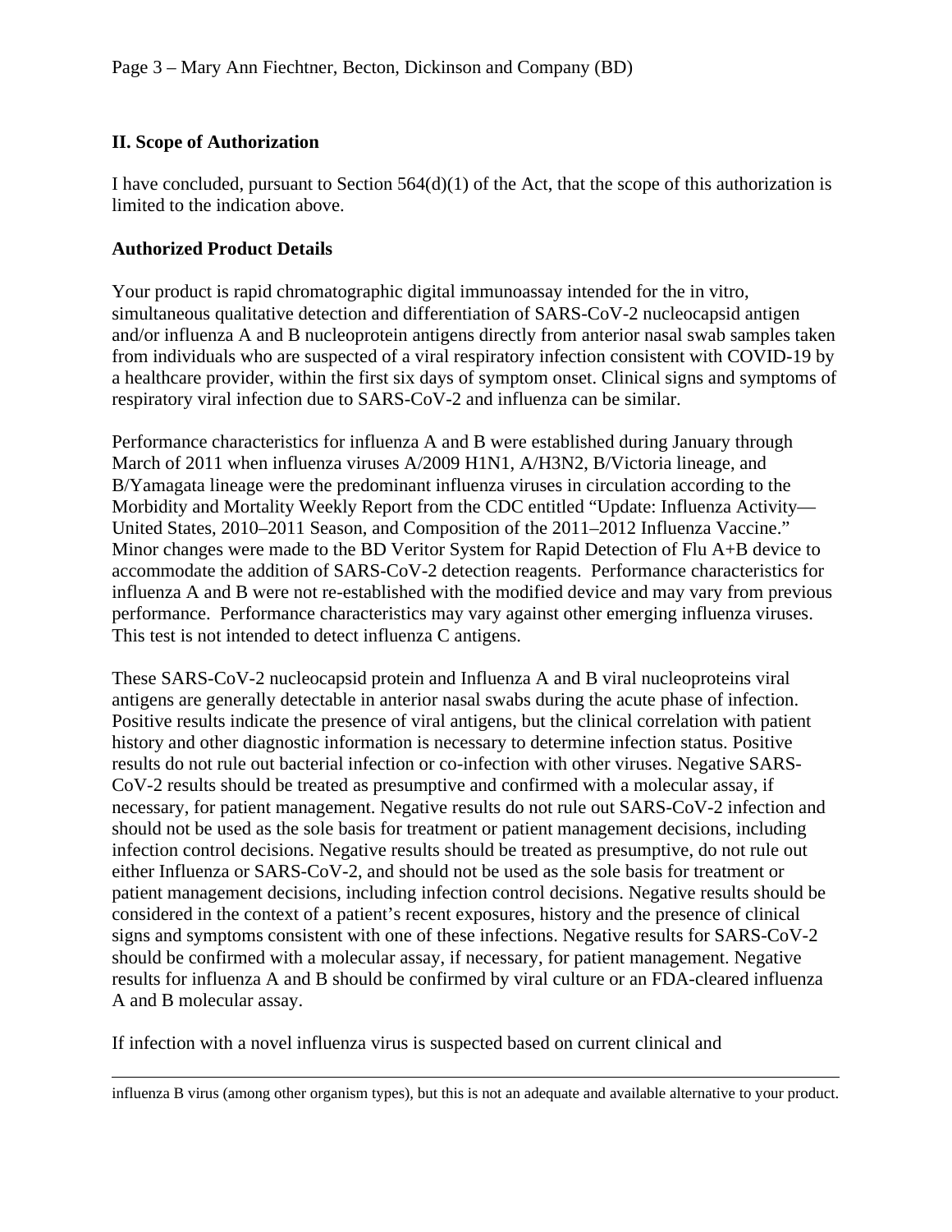## II. Scope of Authorization

I have concluded, pursuant to Section 564(d)(1) of the Act, that the scope of this authorization is limited to the indication above.

### Authorized Product Details

Your product is rapid chromatographic digital immunoassay intended for the in vitro, simultaneous qualitative detection and differentiation of SARS-CoV-2 nucleocapsid antigen and/or influenza A and B nucleoprotein antigens directly from anterior nasal swab samples taken from individuals who are suspected of a viral respiratory infection consistent with COVID-19 by a healthcare provider, within the first six days of symptom onset. Clinical signs and symptoms of respiratory viral infection due to SARS-CoV-2 and influenza can be similar.

Performance characteristics for influenza A and B were established during January through March of 2011 when influenza viruses A/2009 H1N1, A/H3N2, B/Victoria lineage, and B/Yamagata lineage were the predominant influenza viruses in circulation according to the Morbidity and Mortality Weekly Report from the CDC entitled "Update: Influenza Activity—United States, 2010–2011 Season, and Composition of the 2011–2012 Influenza Vaccine." Minor changes were made to the BD Veritor System for Rapid Detection of Flu A+B device to accommodate the addition of SARS-CoV-2 detection reagents. Performance characteristics for influenza A and B were not re-established with the modified device and may vary from previous performance. Performance characteristics may vary against other emerging influenza viruses. This test is not intended to detect influenza C antigens.

These SARS-CoV-2 nucleocapsid protein and Influenza A and B viral nucleoproteins viral antigens are generally detectable in anterior nasal swabs during the acute phase of infection. Positive results indicate the presence of viral antigens, but the clinical correlation with patient history and other diagnostic information is necessary to determine infection status. Positive results do not rule out bacterial infection or co-infection with other viruses. Negative SARS-CoV-2 results should be treated as presumptive and confirmed with a molecular assay, if necessary, for patient management. Negative results do not rule out SARS-CoV-2 infection and should not be used as the sole basis for treatment or patient management decisions, including infection control decisions. Negative results should be treated as presumptive, do not rule out either Influenza or SARS-CoV-2, and should not be used as the sole basis for treatment or patient management decisions, including infection control decisions. Negative results should be considered in the context of a patient's recent exposures, history and the presence of clinical signs and symptoms consistent with one of these infections. Negative results for SARS-CoV-2 should be confirmed with a molecular assay, if necessary, for patient management. Negative results for influenza A and B should be confirmed by viral culture or an FDA-cleared influenza A and B molecular assay.

If infection with a novel influenza virus is suspected based on current clinical and

---

influenza B virus (among other organism types), but this is not an adequate and available alternative to your product.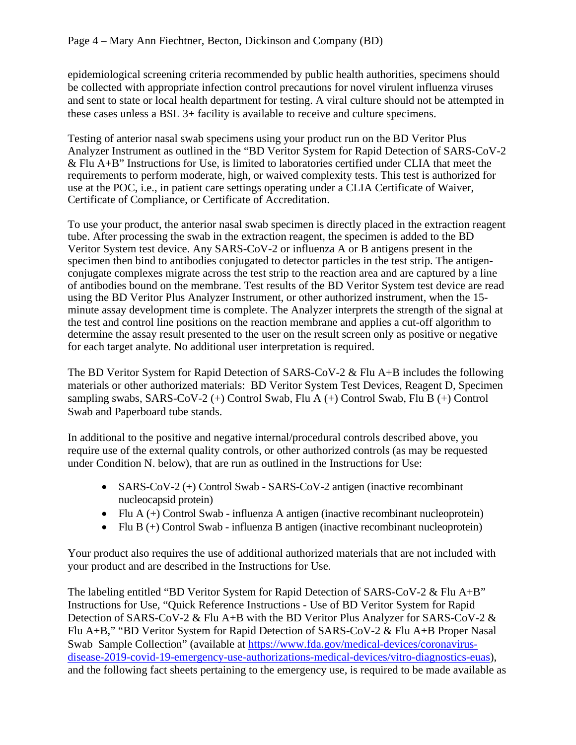epidemiological screening criteria recommended by public health authorities, specimens should be collected with appropriate infection control precautions for novel virulent influenza viruses and sent to state or local health department for testing. A viral culture should not be attempted in these cases unless a BSL 3+ facility is available to receive and culture specimens.

Testing of anterior nasal swab specimens using your product run on the BD Veritor Plus Analyzer Instrument as outlined in the "BD Veritor System for Rapid Detection of SARS-CoV-2 & Flu A+B" Instructions for Use, is limited to laboratories certified under CLIA that meet the requirements to perform moderate, high, or waived complexity tests. This test is authorized for use at the POC, i.e., in patient care settings operating under a CLIA Certificate of Waiver, Certificate of Compliance, or Certificate of Accreditation.

To use your product, the anterior nasal swab specimen is directly placed in the extraction reagent tube. After processing the swab in the extraction reagent, the specimen is added to the BD Veritor System test device. Any SARS-CoV-2 or influenza A or B antigens present in the specimen then bind to antibodies conjugated to detector particles in the test strip. The antigen-conjugate complexes migrate across the test strip to the reaction area and are captured by a line of antibodies bound on the membrane. Test results of the BD Veritor System test device are read using the BD Veritor Plus Analyzer Instrument, or other authorized instrument, when the 15-minute assay development time is complete. The Analyzer interprets the strength of the signal at the test and control line positions on the reaction membrane and applies a cut-off algorithm to determine the assay result presented to the user on the result screen only as positive or negative for each target analyte. No additional user interpretation is required.

The BD Veritor System for Rapid Detection of SARS-CoV-2 & Flu A+B includes the following materials or other authorized materials: BD Veritor System Test Devices, Reagent D, Specimen sampling swabs, SARS-CoV-2 (+) Control Swab, Flu A (+) Control Swab, Flu B (+) Control Swab and Paperboard tube stands.

In additional to the positive and negative internal/procedural controls described above, you require use of the external quality controls, or other authorized controls (as may be requested under Condition N. below), that are run as outlined in the Instructions for Use:

- SARS-CoV-2 (+) Control Swab - SARS-CoV-2 antigen (inactive recombinant nucleocapsid protein)
- Flu A (+) Control Swab - influenza A antigen (inactive recombinant nucleoprotein)
- Flu B (+) Control Swab - influenza B antigen (inactive recombinant nucleoprotein)

Your product also requires the use of additional authorized materials that are not included with your product and are described in the Instructions for Use.

The labeling entitled "BD Veritor System for Rapid Detection of SARS-CoV-2 & Flu A+B" Instructions for Use, "Quick Reference Instructions - Use of BD Veritor System for Rapid Detection of SARS-CoV-2 & Flu A+B with the BD Veritor Plus Analyzer for SARS-CoV-2 & Flu A+B," "BD Veritor System for Rapid Detection of SARS-CoV-2 & Flu A+B Proper Nasal Swab Sample Collection" (available at https://www.fda.gov/medical-devices/coronavirus-disease-2019-covid-19-emergency-use-authorizations-medical-devices/vitro-diagnostics-euas), and the following fact sheets pertaining to the emergency use, is required to be made available as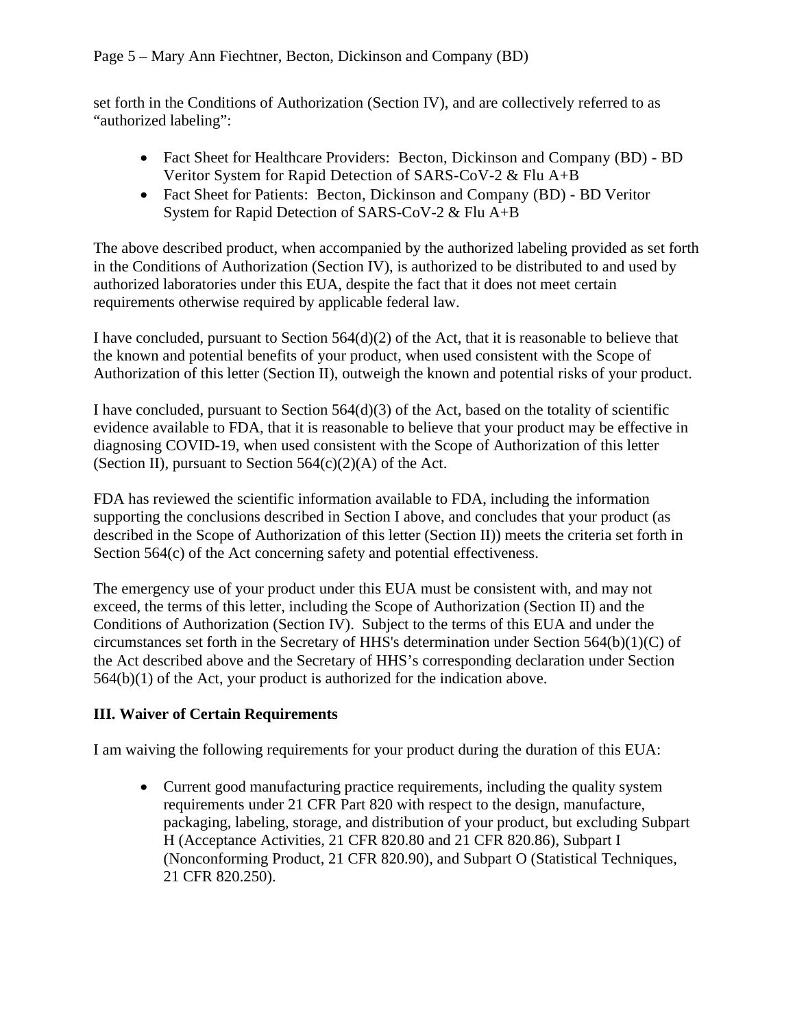set forth in the Conditions of Authorization (Section IV), and are collectively referred to as "authorized labeling":

- Fact Sheet for Healthcare Providers: Becton, Dickinson and Company (BD) - BD Veritor System for Rapid Detection of SARS-CoV-2 & Flu A+B
- Fact Sheet for Patients: Becton, Dickinson and Company (BD) - BD Veritor System for Rapid Detection of SARS-CoV-2 & Flu A+B

The above described product, when accompanied by the authorized labeling provided as set forth in the Conditions of Authorization (Section IV), is authorized to be distributed to and used by authorized laboratories under this EUA, despite the fact that it does not meet certain requirements otherwise required by applicable federal law.

I have concluded, pursuant to Section 564(d)(2) of the Act, that it is reasonable to believe that the known and potential benefits of your product, when used consistent with the Scope of Authorization of this letter (Section II), outweigh the known and potential risks of your product.

I have concluded, pursuant to Section 564(d)(3) of the Act, based on the totality of scientific evidence available to FDA, that it is reasonable to believe that your product may be effective in diagnosing COVID-19, when used consistent with the Scope of Authorization of this letter (Section II), pursuant to Section 564(c)(2)(A) of the Act.

FDA has reviewed the scientific information available to FDA, including the information supporting the conclusions described in Section I above, and concludes that your product (as described in the Scope of Authorization of this letter (Section II)) meets the criteria set forth in Section 564(c) of the Act concerning safety and potential effectiveness.

The emergency use of your product under this EUA must be consistent with, and may not exceed, the terms of this letter, including the Scope of Authorization (Section II) and the Conditions of Authorization (Section IV). Subject to the terms of this EUA and under the circumstances set forth in the Secretary of HHS's determination under Section 564(b)(1)(C) of the Act described above and the Secretary of HHS's corresponding declaration under Section 564(b)(1) of the Act, your product is authorized for the indication above.

## III. Waiver of Certain Requirements

I am waiving the following requirements for your product during the duration of this EUA:

- Current good manufacturing practice requirements, including the quality system requirements under 21 CFR Part 820 with respect to the design, manufacture, packaging, labeling, storage, and distribution of your product, but excluding Subpart H (Acceptance Activities, 21 CFR 820.80 and 21 CFR 820.86), Subpart I (Nonconforming Product, 21 CFR 820.90), and Subpart O (Statistical Techniques, 21 CFR 820.250).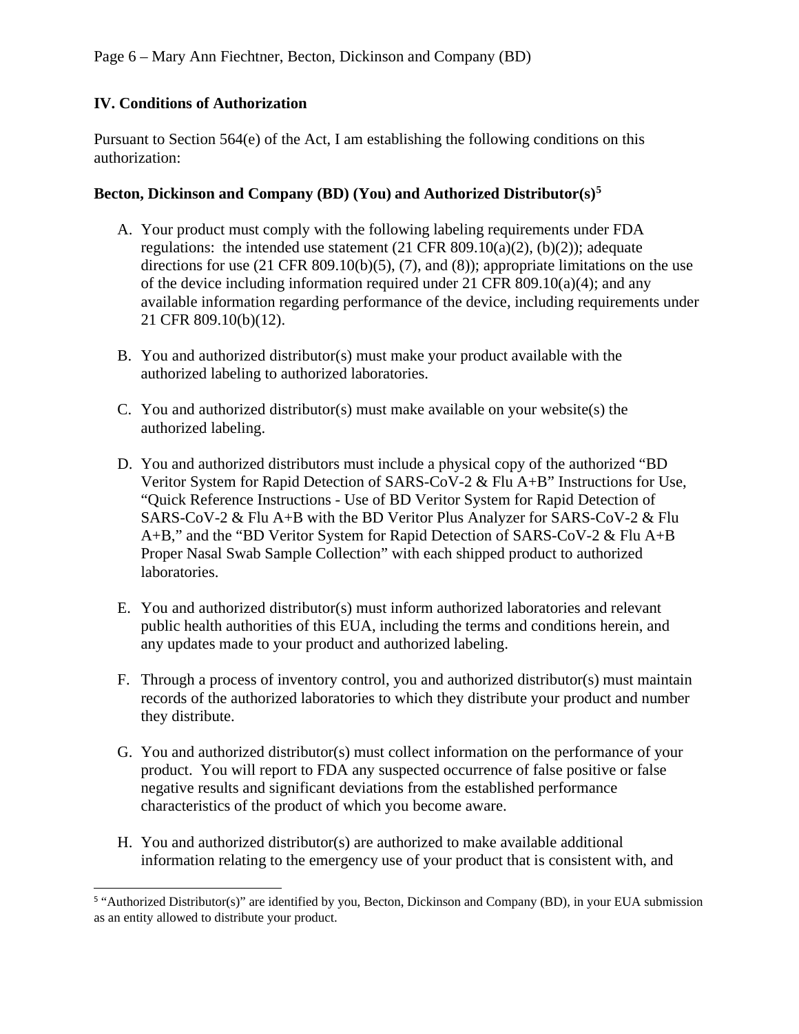## IV. Conditions of Authorization

Pursuant to Section 564(e) of the Act, I am establishing the following conditions on this authorization:

### Becton, Dickinson and Company (BD) (You) and Authorized Distributor(s)[5]

A. Your product must comply with the following labeling requirements under FDA regulations: the intended use statement (21 CFR 809.10(a)(2), (b)(2)); adequate directions for use (21 CFR 809.10(b)(5), (7), and (8)); appropriate limitations on the use of the device including information required under 21 CFR 809.10(a)(4); and any available information regarding performance of the device, including requirements under 21 CFR 809.10(b)(12).

B. You and authorized distributor(s) must make your product available with the authorized labeling to authorized laboratories.

C. You and authorized distributor(s) must make available on your website(s) the authorized labeling.

D. You and authorized distributors must include a physical copy of the authorized "BD Veritor System for Rapid Detection of SARS-CoV-2 & Flu A+B" Instructions for Use, "Quick Reference Instructions - Use of BD Veritor System for Rapid Detection of SARS-CoV-2 & Flu A+B with the BD Veritor Plus Analyzer for SARS-CoV-2 & Flu A+B," and the "BD Veritor System for Rapid Detection of SARS-CoV-2 & Flu A+B Proper Nasal Swab Sample Collection" with each shipped product to authorized laboratories.

E. You and authorized distributor(s) must inform authorized laboratories and relevant public health authorities of this EUA, including the terms and conditions herein, and any updates made to your product and authorized labeling.

F. Through a process of inventory control, you and authorized distributor(s) must maintain records of the authorized laboratories to which they distribute your product and number they distribute.

G. You and authorized distributor(s) must collect information on the performance of your product. You will report to FDA any suspected occurrence of false positive or false negative results and significant deviations from the established performance characteristics of the product of which you become aware.

H. You and authorized distributor(s) are authorized to make available additional information relating to the emergency use of your product that is consistent with, and

[5] "Authorized Distributor(s)" are identified by you, Becton, Dickinson and Company (BD), in your EUA submission as an entity allowed to distribute your product.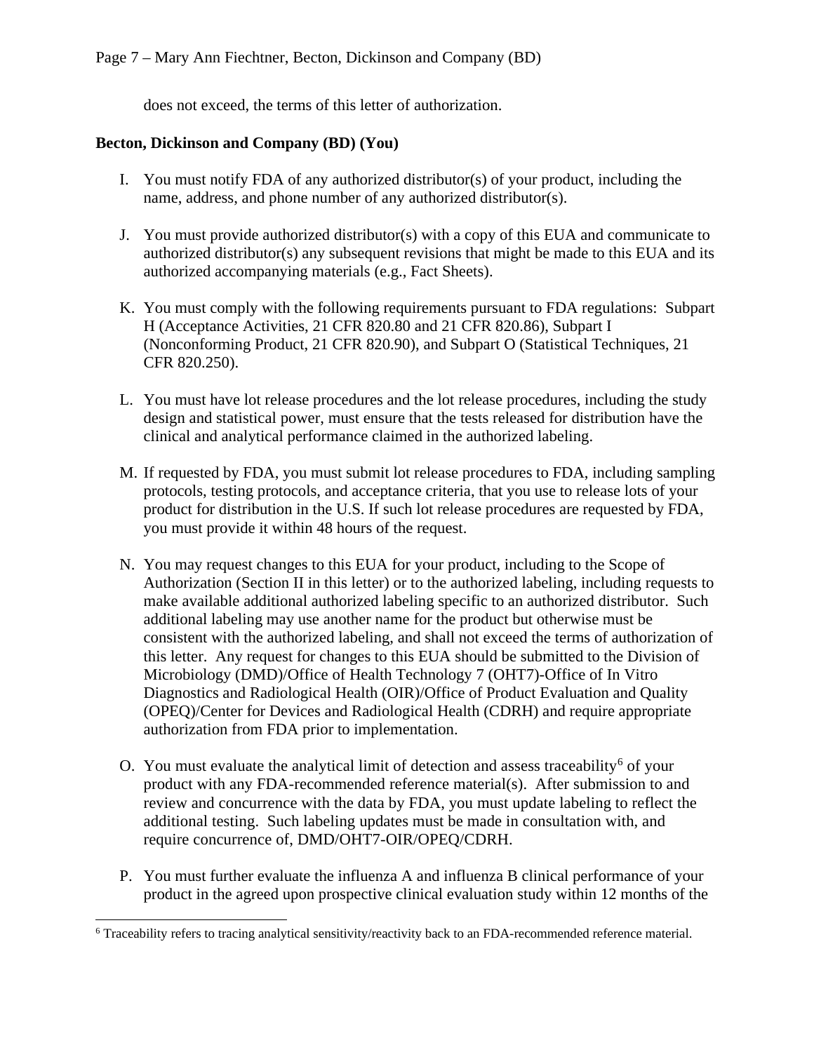does not exceed, the terms of this letter of authorization.

**Becton, Dickinson and Company (BD) (You)**

I. You must notify FDA of any authorized distributor(s) of your product, including the name, address, and phone number of any authorized distributor(s).

J. You must provide authorized distributor(s) with a copy of this EUA and communicate to authorized distributor(s) any subsequent revisions that might be made to this EUA and its authorized accompanying materials (e.g., Fact Sheets).

K. You must comply with the following requirements pursuant to FDA regulations: Subpart H (Acceptance Activities, 21 CFR 820.80 and 21 CFR 820.86), Subpart I (Nonconforming Product, 21 CFR 820.90), and Subpart O (Statistical Techniques, 21 CFR 820.250).

L. You must have lot release procedures and the lot release procedures, including the study design and statistical power, must ensure that the tests released for distribution have the clinical and analytical performance claimed in the authorized labeling.

M. If requested by FDA, you must submit lot release procedures to FDA, including sampling protocols, testing protocols, and acceptance criteria, that you use to release lots of your product for distribution in the U.S. If such lot release procedures are requested by FDA, you must provide it within 48 hours of the request.

N. You may request changes to this EUA for your product, including to the Scope of Authorization (Section II in this letter) or to the authorized labeling, including requests to make available additional authorized labeling specific to an authorized distributor. Such additional labeling may use another name for the product but otherwise must be consistent with the authorized labeling, and shall not exceed the terms of authorization of this letter. Any request for changes to this EUA should be submitted to the Division of Microbiology (DMD)/Office of Health Technology 7 (OHT7)-Office of In Vitro Diagnostics and Radiological Health (OIR)/Office of Product Evaluation and Quality (OPEQ)/Center for Devices and Radiological Health (CDRH) and require appropriate authorization from FDA prior to implementation.

O. You must evaluate the analytical limit of detection and assess traceability[6] of your product with any FDA-recommended reference material(s). After submission to and review and concurrence with the data by FDA, you must update labeling to reflect the additional testing. Such labeling updates must be made in consultation with, and require concurrence of, DMD/OHT7-OIR/OPEQ/CDRH.

P. You must further evaluate the influenza A and influenza B clinical performance of your product in the agreed upon prospective clinical evaluation study within 12 months of the

---

[6] Traceability refers to tracing analytical sensitivity/reactivity back to an FDA-recommended reference material.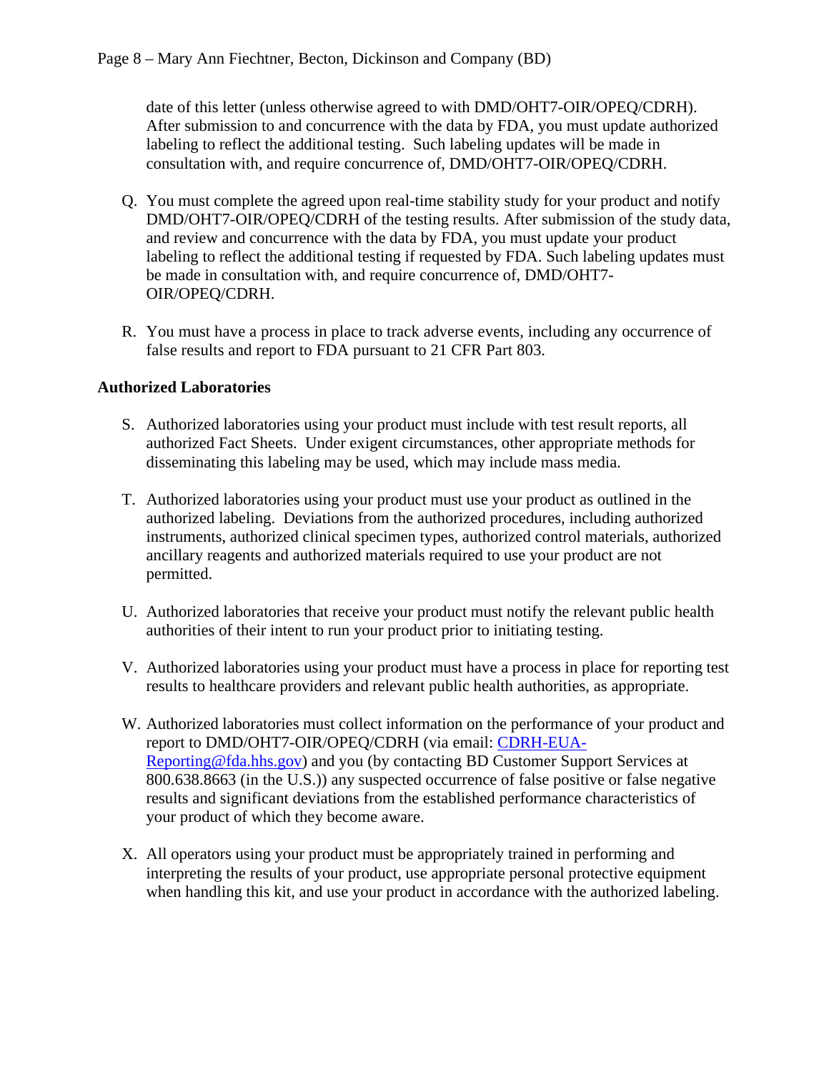date of this letter (unless otherwise agreed to with DMD/OHT7-OIR/OPEQ/CDRH). After submission to and concurrence with the data by FDA, you must update authorized labeling to reflect the additional testing. Such labeling updates will be made in consultation with, and require concurrence of, DMD/OHT7-OIR/OPEQ/CDRH.

Q. You must complete the agreed upon real-time stability study for your product and notify DMD/OHT7-OIR/OPEQ/CDRH of the testing results. After submission of the study data, and review and concurrence with the data by FDA, you must update your product labeling to reflect the additional testing if requested by FDA. Such labeling updates must be made in consultation with, and require concurrence of, DMD/OHT7-OIR/OPEQ/CDRH.

R. You must have a process in place to track adverse events, including any occurrence of false results and report to FDA pursuant to 21 CFR Part 803.

**Authorized Laboratories**

S. Authorized laboratories using your product must include with test result reports, all authorized Fact Sheets. Under exigent circumstances, other appropriate methods for disseminating this labeling may be used, which may include mass media.

T. Authorized laboratories using your product must use your product as outlined in the authorized labeling. Deviations from the authorized procedures, including authorized instruments, authorized clinical specimen types, authorized control materials, authorized ancillary reagents and authorized materials required to use your product are not permitted.

U. Authorized laboratories that receive your product must notify the relevant public health authorities of their intent to run your product prior to initiating testing.

V. Authorized laboratories using your product must have a process in place for reporting test results to healthcare providers and relevant public health authorities, as appropriate.

W. Authorized laboratories must collect information on the performance of your product and report to DMD/OHT7-OIR/OPEQ/CDRH (via email: CDRH-EUA-Reporting@fda.hhs.gov) and you (by contacting BD Customer Support Services at 800.638.8663 (in the U.S.)) any suspected occurrence of false positive or false negative results and significant deviations from the established performance characteristics of your product of which they become aware.

X. All operators using your product must be appropriately trained in performing and interpreting the results of your product, use appropriate personal protective equipment when handling this kit, and use your product in accordance with the authorized labeling.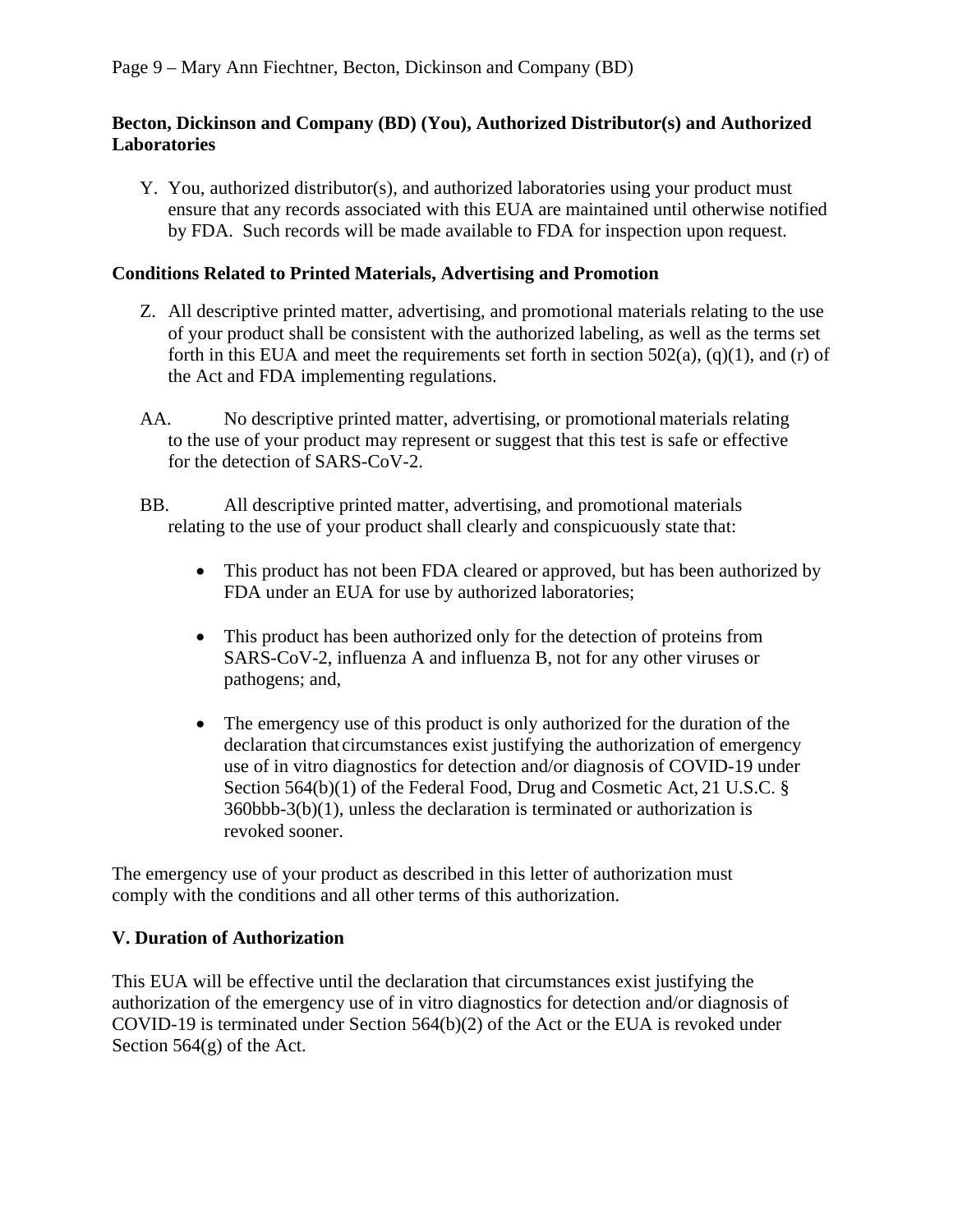**Becton, Dickinson and Company (BD) (You), Authorized Distributor(s) and Authorized Laboratories**

Y. You, authorized distributor(s), and authorized laboratories using your product must ensure that any records associated with this EUA are maintained until otherwise notified by FDA. Such records will be made available to FDA for inspection upon request.

**Conditions Related to Printed Materials, Advertising and Promotion**

Z. All descriptive printed matter, advertising, and promotional materials relating to the use of your product shall be consistent with the authorized labeling, as well as the terms set forth in this EUA and meet the requirements set forth in section 502(a), (q)(1), and (r) of the Act and FDA implementing regulations.

AA. No descriptive printed matter, advertising, or promotional materials relating to the use of your product may represent or suggest that this test is safe or effective for the detection of SARS-CoV-2.

BB. All descriptive printed matter, advertising, and promotional materials relating to the use of your product shall clearly and conspicuously state that:

- This product has not been FDA cleared or approved, but has been authorized by FDA under an EUA for use by authorized laboratories;
- This product has been authorized only for the detection of proteins from SARS-CoV-2, influenza A and influenza B, not for any other viruses or pathogens; and,
- The emergency use of this product is only authorized for the duration of the declaration that circumstances exist justifying the authorization of emergency use of in vitro diagnostics for detection and/or diagnosis of COVID-19 under Section 564(b)(1) of the Federal Food, Drug and Cosmetic Act, 21 U.S.C. § 360bbb-3(b)(1), unless the declaration is terminated or authorization is revoked sooner.

The emergency use of your product as described in this letter of authorization must comply with the conditions and all other terms of this authorization.

**V. Duration of Authorization**

This EUA will be effective until the declaration that circumstances exist justifying the authorization of the emergency use of in vitro diagnostics for detection and/or diagnosis of COVID-19 is terminated under Section 564(b)(2) of the Act or the EUA is revoked under Section 564(g) of the Act.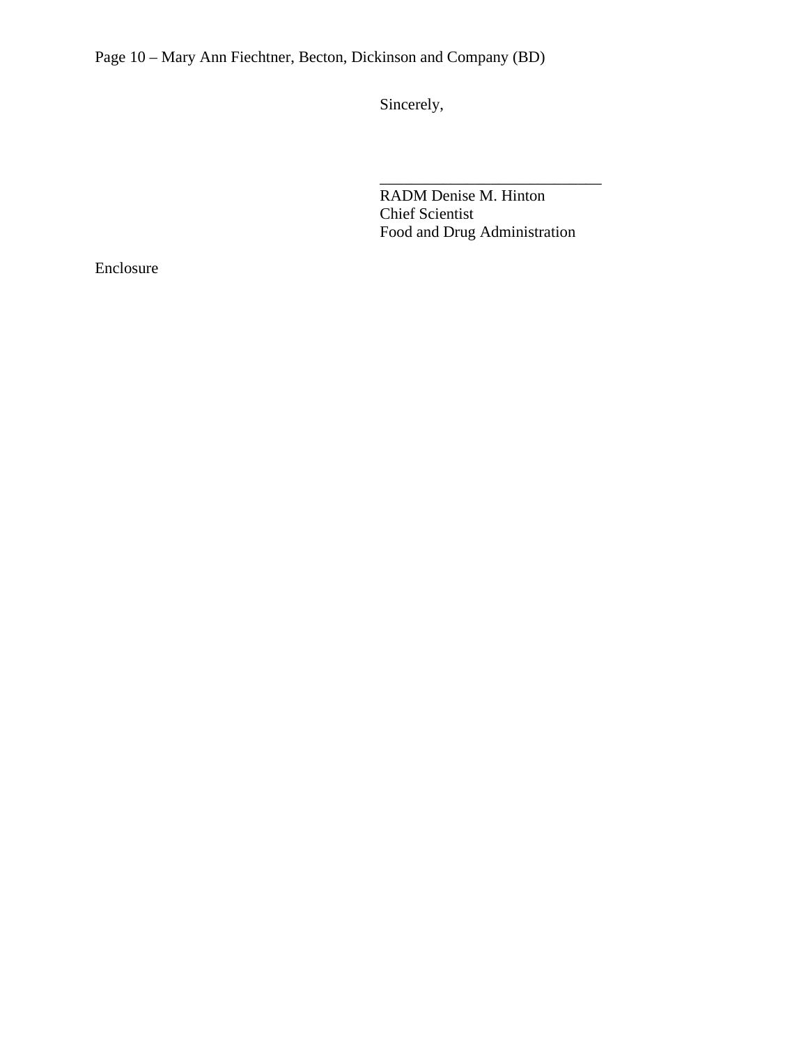Sincerely,

\_\_\_\_\_\_\_\_\_\_\_\_\_\_\_\_\_\_\_\_\_\_\_\_\_\_\_\_

RADM Denise M. Hinton
Chief Scientist
Food and Drug Administration

Enclosure